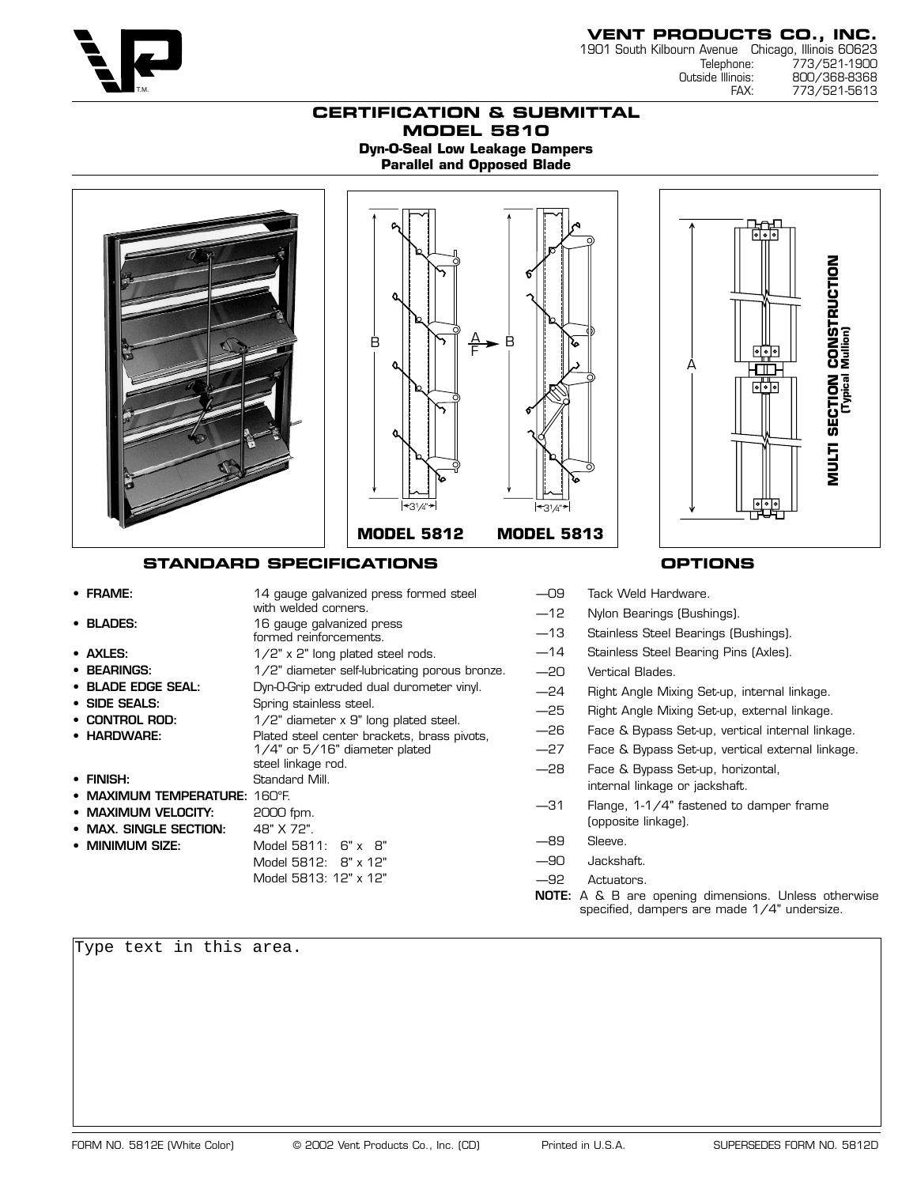**VENT PRODUCTS CO., INC.**
1901 South Kilbourn Avenue Chicago, Illinois 60623
Telephone: 773/521-1900
Outside Illinois: 800/368-8368
FAX: 773/521-5613

# CERTIFICATION & SUBMITTAL
# MODEL 5810

**Dyn-O-Seal Low Leakage Dampers**
**Parallel and Opposed Blade**

B | A F → | B | 3 1/4" | 3 1/4"

**MODEL 5812** **MODEL 5813**

A

**MULTI SECTION CONSTRUCTION (Typical Mullion)**

## STANDARD SPECIFICATIONS

- **FRAME:** 14 gauge galvanized press formed steel with welded corners.
- **BLADES:** 16 gauge galvanized press formed reinforcements.
- **AXLES:** 1/2" x 2" long plated steel rods.
- **BEARINGS:** 1/2" diameter self-lubricating porous bronze.
- **BLADE EDGE SEAL:** Dyn-O-Grip extruded dual durometer vinyl.
- **SIDE SEALS:** Spring stainless steel.
- **CONTROL ROD:** 1/2" diameter x 9" long plated steel.
- **HARDWARE:** Plated steel center brackets, brass pivots, 1/4" or 5/16" diameter plated steel linkage rod.
- **FINISH:** Standard Mill.
- **MAXIMUM TEMPERATURE:** 160°F.
- **MAXIMUM VELOCITY:** 2000 fpm.
- **MAX. SINGLE SECTION:** 48" X 72".
- **MINIMUM SIZE:** Model 5811: 6" x 8"
  Model 5812: 8" x 12"
  Model 5813: 12" x 12"

## OPTIONS

- —09 Tack Weld Hardware.
- —12 Nylon Bearings (Bushings).
- —13 Stainless Steel Bearings (Bushings).
- —14 Stainless Steel Bearing Pins (Axles).
- —20 Vertical Blades.
- —24 Right Angle Mixing Set-up, internal linkage.
- —25 Right Angle Mixing Set-up, external linkage.
- —26 Face & Bypass Set-up, vertical internal linkage.
- —27 Face & Bypass Set-up, vertical external linkage.
- —28 Face & Bypass Set-up, horizontal, internal linkage or jackshaft.
- —31 Flange, 1-1/4" fastened to damper frame (opposite linkage).
- —89 Sleeve.
- —90 Jackshaft.
- —92 Actuators.

**NOTE:** A & B are opening dimensions. Unless otherwise specified, dampers are made 1/4" undersize.

Type text in this area.

FORM NO. 5812E (White Color) © 2002 Vent Products Co., Inc. (CD) Printed in U.S.A. SUPERSEDES FORM NO. 5812D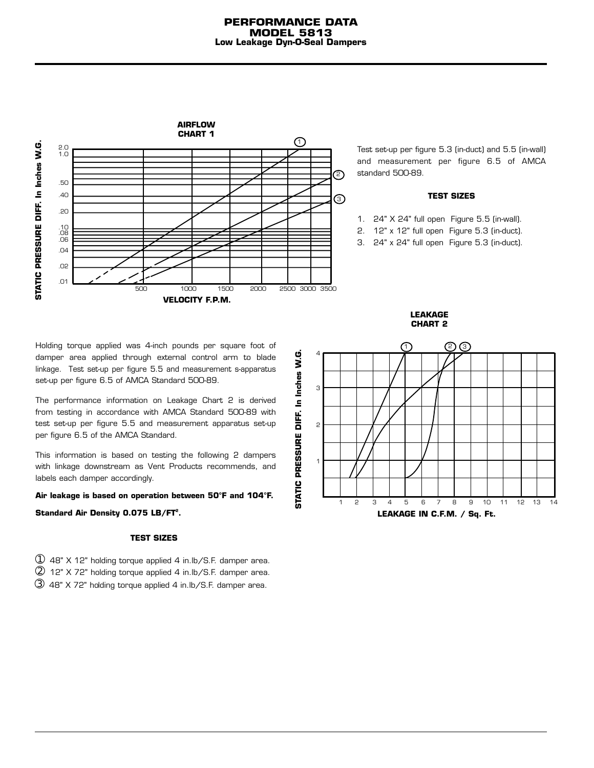# PERFORMANCE DATA
## MODEL 5813
### Low Leakage Dyn-O-Seal Dampers

**AIRFLOW**
**CHART 1**

STATIC PRESSURE DIFF. In Inches W.G.

2.0
1.0
.50
.40
.20
.10
.08
.06
.04
.02
.01

500 1000 1500 2000 2500 3000 3500

VELOCITY F.P.M.

1
2
3

Test set-up per figure 5.3 (in-duct) and 5.5 (in-wall) and measurement per figure 6.5 of AMCA standard 500-89.

**TEST SIZES**

1. 24" X 24" full open Figure 5.5 (in-wall).
2. 12" x 12" full open Figure 5.3 (in-duct).
3. 24" x 24" full open Figure 5.3 (in-duct).

**LEAKAGE**
**CHART 2**

STATIC PRESSURE DIFF. In Inches W.G.

4
3
2
1

1 2 3 4 5 6 7 8 9 10 11 12 13 14

LEAKAGE IN C.F.M. / Sq. Ft.

1
2
3

Holding torque applied was 4-inch pounds per square foot of damper area applied through external control arm to blade linkage. Test set-up per figure 5.5 and measurement s-apparatus set-up per figure 6.5 of AMCA Standard 500-89.

The performance information on Leakage Chart 2 is derived from testing in accordance with AMCA Standard 500-89 with test set-up per figure 5.5 and measurement apparatus set-up per figure 6.5 of the AMCA Standard.

This information is based on testing the following 2 dampers with linkage downstream as Vent Products recommends, and labels each damper accordingly.

**Air leakage is based on operation between 50°F and 104°F.**

**Standard Air Density 0.075 LB/FT$^2$.**

**TEST SIZES**

① 48" X 12" holding torque applied 4 in.lb/S.F. damper area.
② 12" X 72" holding torque applied 4 in.lb/S.F. damper area.
③ 48" X 72" holding torque applied 4 in.lb/S.F. damper area.